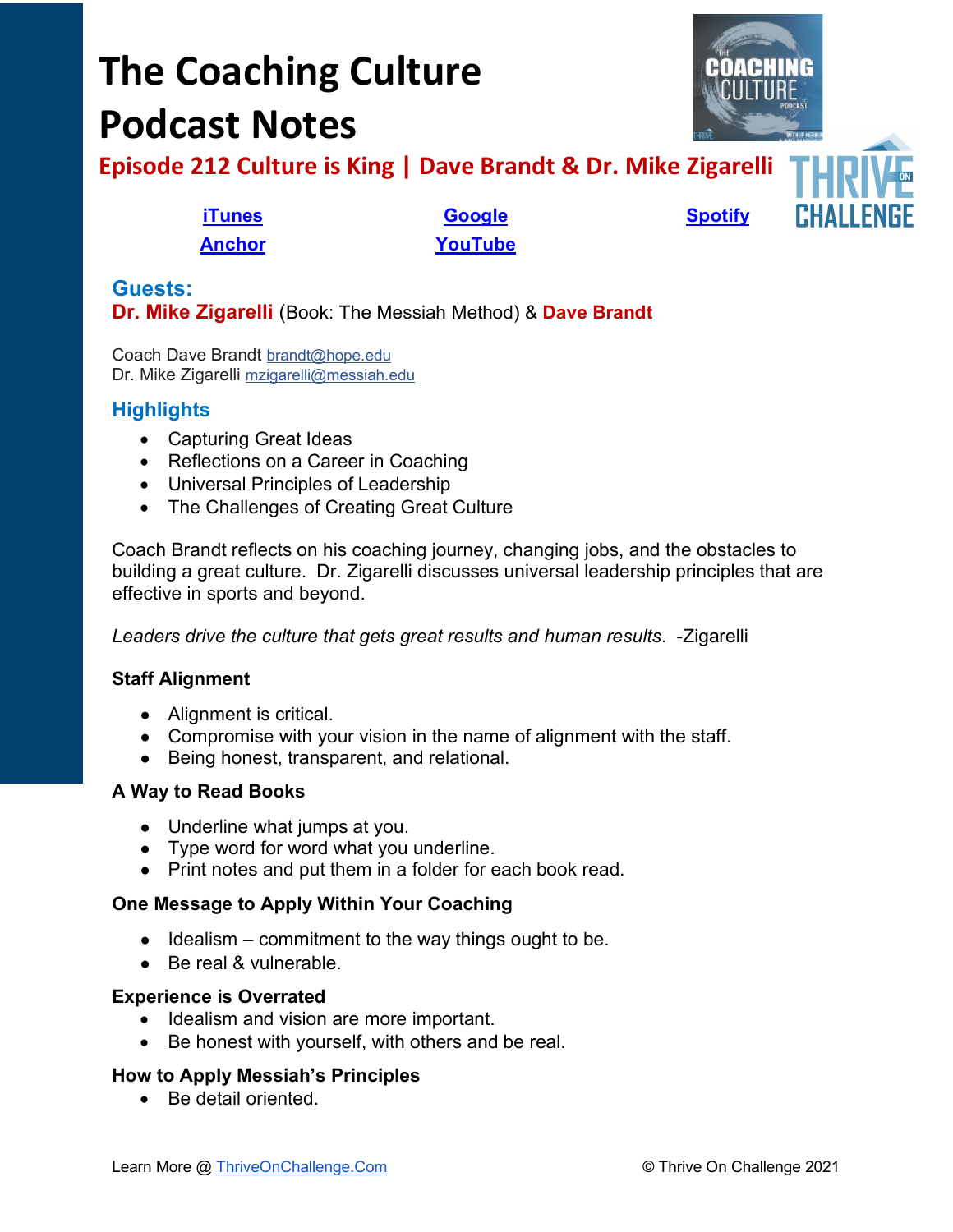# The Coaching Culture Podcast Notes

## Episode 212 Culture is King | Dave Brandt & Dr. Mike Zigarelli

iTunes | Google | Spotify
Anchor | YouTube

### Guests:

**Dr. Mike Zigarelli** (Book: The Messiah Method) & **Dave Brandt**

Coach Dave Brandt brandt@hope.edu
Dr. Mike Zigarelli mzigarelli@messiah.edu

### Highlights

- Capturing Great Ideas
- Reflections on a Career in Coaching
- Universal Principles of Leadership
- The Challenges of Creating Great Culture

Coach Brandt reflects on his coaching journey, changing jobs, and the obstacles to building a great culture. Dr. Zigarelli discusses universal leadership principles that are effective in sports and beyond.

*Leaders drive the culture that gets great results and human results.* -Zigarelli

**Staff Alignment**

- Alignment is critical.
- Compromise with your vision in the name of alignment with the staff.
- Being honest, transparent, and relational.

**A Way to Read Books**

- Underline what jumps at you.
- Type word for word what you underline.
- Print notes and put them in a folder for each book read.

**One Message to Apply Within Your Coaching**

- Idealism – commitment to the way things ought to be.
- Be real & vulnerable.

**Experience is Overrated**

- Idealism and vision are more important.
- Be honest with yourself, with others and be real.

**How to Apply Messiah's Principles**

- Be detail oriented.

Learn More @ ThriveOnChallenge.Com © Thrive On Challenge 2021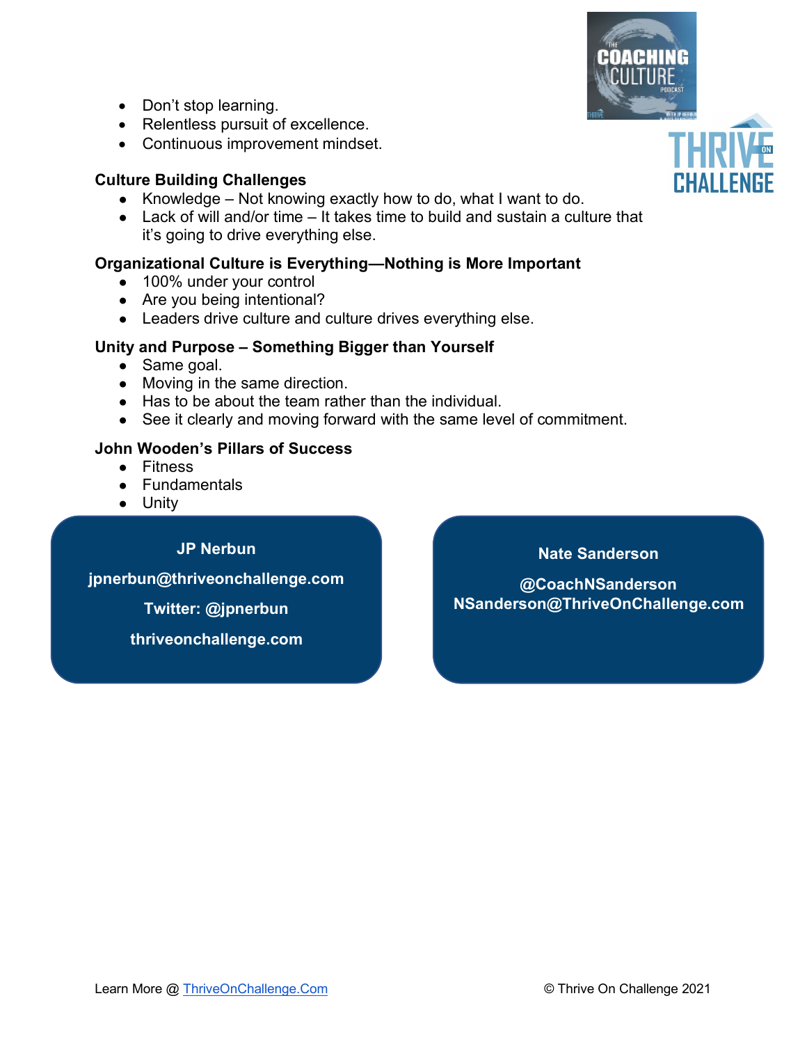- Don't stop learning.
- Relentless pursuit of excellence.
- Continuous improvement mindset.

**Culture Building Challenges**

- Knowledge – Not knowing exactly how to do, what I want to do.
- Lack of will and/or time – It takes time to build and sustain a culture that it's going to drive everything else.

**Organizational Culture is Everything—Nothing is More Important**

- 100% under your control
- Are you being intentional?
- Leaders drive culture and culture drives everything else.

**Unity and Purpose – Something Bigger than Yourself**

- Same goal.
- Moving in the same direction.
- Has to be about the team rather than the individual.
- See it clearly and moving forward with the same level of commitment.

**John Wooden's Pillars of Success**

- Fitness
- Fundamentals
- Unity

**JP Nerbun**

**jpnerbun@thriveonchallenge.com**

**Twitter: @jpnerbun**

**thriveonchallenge.com**

**Nate Sanderson**

**@CoachNSanderson**
**NSanderson@ThriveOnChallenge.com**

Learn More @ ThriveOnChallenge.Com

© Thrive On Challenge 2021